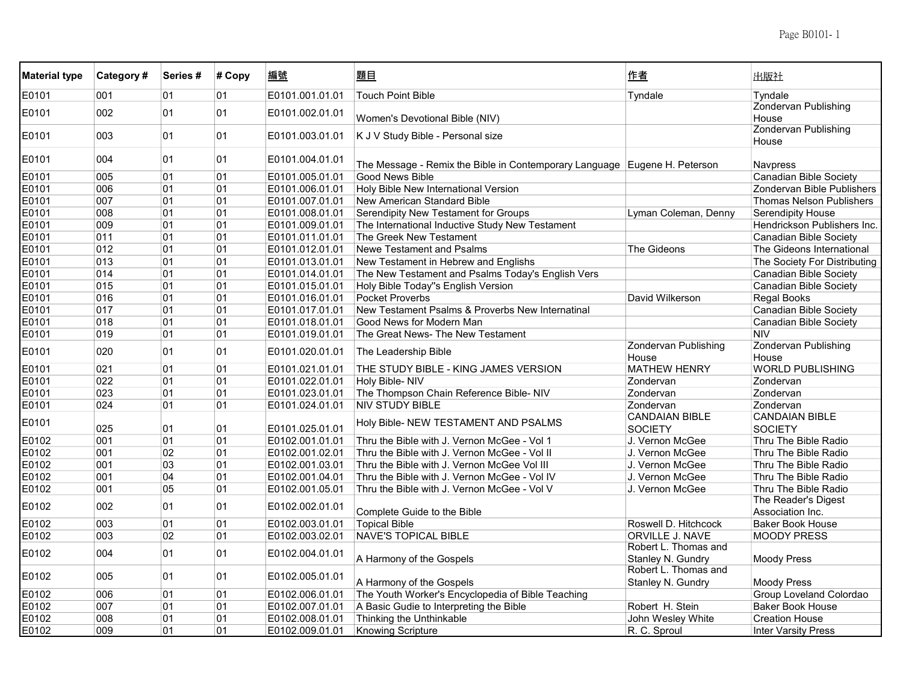| Material type | Category # | Series # | # Copy | 編號 | 題目 | 作者 | 出版社 |
| --- | --- | --- | --- | --- | --- | --- | --- |
| E0101 | 001 | 01 | 01 | E0101.001.01.01 | Touch Point Bible | Tyndale | Tyndale |
| E0101 | 002 | 01 | 01 | E0101.002.01.01 | Women's Devotional Bible (NIV) | | Zondervan Publishing House |
| E0101 | 003 | 01 | 01 | E0101.003.01.01 | K J V Study Bible - Personal size | | Zondervan Publishing House |
| E0101 | 004 | 01 | 01 | E0101.004.01.01 | The Message - Remix the Bible in Contemporary Language | Eugene H. Peterson | Navpress |
| E0101 | 005 | 01 | 01 | E0101.005.01.01 | Good News Bible | | Canadian Bible Society |
| E0101 | 006 | 01 | 01 | E0101.006.01.01 | Holy Bible New International Version | | Zondervan Bible Publishers |
| E0101 | 007 | 01 | 01 | E0101.007.01.01 | New American Standard Bible | | Thomas Nelson Publishers |
| E0101 | 008 | 01 | 01 | E0101.008.01.01 | Serendipity New Testament for Groups | Lyman Coleman, Denny | Serendipity House |
| E0101 | 009 | 01 | 01 | E0101.009.01.01 | The International Inductive Study New Testament | | Hendrickson Publishers Inc. |
| E0101 | 011 | 01 | 01 | E0101.011.01.01 | The Greek New Testament | | Canadian Bible Society |
| E0101 | 012 | 01 | 01 | E0101.012.01.01 | Newe Testament and Psalms | The Gideons | The Gideons International |
| E0101 | 013 | 01 | 01 | E0101.013.01.01 | New Testament in Hebrew and Englishs | | The Society For Distributing |
| E0101 | 014 | 01 | 01 | E0101.014.01.01 | The New Testament and Psalms Today's English Vers | | Canadian Bible Society |
| E0101 | 015 | 01 | 01 | E0101.015.01.01 | Holy Bible Today''s English Version | | Canadian Bible Society |
| E0101 | 016 | 01 | 01 | E0101.016.01.01 | Pocket Proverbs | David Wilkerson | Regal Books |
| E0101 | 017 | 01 | 01 | E0101.017.01.01 | New Testament Psalms & Proverbs New Internatinal | | Canadian Bible Society |
| E0101 | 018 | 01 | 01 | E0101.018.01.01 | Good News for Modern Man | | Canadian Bible Society |
| E0101 | 019 | 01 | 01 | E0101.019.01.01 | The Great News- The New Testament | | NIV |
| E0101 | 020 | 01 | 01 | E0101.020.01.01 | The Leadership Bible | Zondervan Publishing House | Zondervan Publishing House |
| E0101 | 021 | 01 | 01 | E0101.021.01.01 | THE STUDY BIBLE - KING JAMES VERSION | MATHEW HENRY | WORLD PUBLISHING |
| E0101 | 022 | 01 | 01 | E0101.022.01.01 | Holy Bible- NIV | Zondervan | Zondervan |
| E0101 | 023 | 01 | 01 | E0101.023.01.01 | The Thompson Chain Reference Bible- NIV | Zondervan | Zondervan |
| E0101 | 024 | 01 | 01 | E0101.024.01.01 | NIV STUDY BIBLE | Zondervan | Zondervan |
| E0101 | 025 | 01 | 01 | E0101.025.01.01 | Holy Bible- NEW TESTAMENT AND PSALMS | CANDAIAN BIBLE SOCIETY | CANDAIAN BIBLE SOCIETY |
| E0102 | 001 | 01 | 01 | E0102.001.01.01 | Thru the Bible with J. Vernon McGee - Vol 1 | J. Vernon McGee | Thru The Bible Radio |
| E0102 | 001 | 02 | 01 | E0102.001.02.01 | Thru the Bible with J. Vernon McGee - Vol II | J. Vernon McGee | Thru The Bible Radio |
| E0102 | 001 | 03 | 01 | E0102.001.03.01 | Thru the Bible with J. Vernon McGee Vol III | J. Vernon McGee | Thru The Bible Radio |
| E0102 | 001 | 04 | 01 | E0102.001.04.01 | Thru the Bible with J. Vernon McGee - Vol IV | J. Vernon McGee | Thru The Bible Radio |
| E0102 | 001 | 05 | 01 | E0102.001.05.01 | Thru the Bible with J. Vernon McGee - Vol V | J. Vernon McGee | Thru The Bible Radio |
| E0102 | 002 | 01 | 01 | E0102.002.01.01 | Complete Guide to the Bible | | The Reader's Digest Association Inc. |
| E0102 | 003 | 01 | 01 | E0102.003.01.01 | Topical Bible | Roswell D. Hitchcock | Baker Book House |
| E0102 | 003 | 02 | 01 | E0102.003.02.01 | NAVE'S TOPICAL BIBLE | ORVILLE J. NAVE | MOODY PRESS |
| E0102 | 004 | 01 | 01 | E0102.004.01.01 | A Harmony of the Gospels | Robert L. Thomas and Stanley N. Gundry | Moody Press |
| E0102 | 005 | 01 | 01 | E0102.005.01.01 | A Harmony of the Gospels | Robert L. Thomas and Stanley N. Gundry | Moody Press |
| E0102 | 006 | 01 | 01 | E0102.006.01.01 | The Youth Worker's Encyclopedia of Bible Teaching | | Group Loveland Colordao |
| E0102 | 007 | 01 | 01 | E0102.007.01.01 | A Basic Gudie to Interpreting the Bible | Robert H. Stein | Baker Book House |
| E0102 | 008 | 01 | 01 | E0102.008.01.01 | Thinking the Unthinkable | John Wesley White | Creation House |
| E0102 | 009 | 01 | 01 | E0102.009.01.01 | Knowing Scripture | R. C. Sproul | Inter Varsity Press |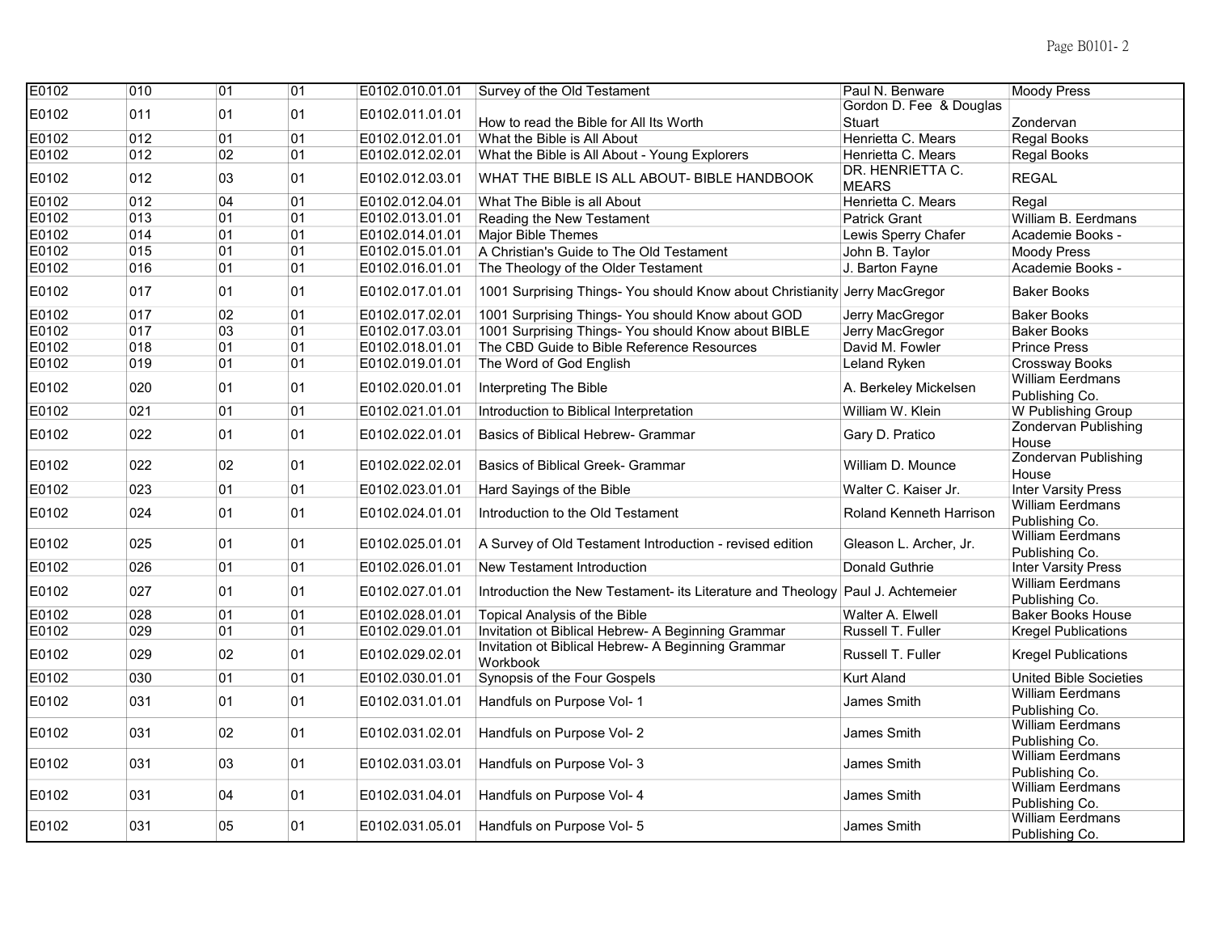| E0102 | 010 | 01 | 01 | E0102.010.01.01 | Survey of the Old Testament | Paul N. Benware | Moody Press |
|---|---|---|---|---|---|---|---|
| E0102 | 011 | 01 | 01 | E0102.011.01.01 | How to read the Bible for All Its Worth | Gordon D. Fee & Douglas Stuart | Zondervan |
| E0102 | 012 | 01 | 01 | E0102.012.01.01 | What the Bible is All About | Henrietta C. Mears | Regal Books |
| E0102 | 012 | 02 | 01 | E0102.012.02.01 | What the Bible is All About - Young Explorers | Henrietta C. Mears | Regal Books |
| E0102 | 012 | 03 | 01 | E0102.012.03.01 | WHAT THE BIBLE IS ALL ABOUT- BIBLE HANDBOOK | DR. HENRIETTA C. MEARS | REGAL |
| E0102 | 012 | 04 | 01 | E0102.012.04.01 | What The Bible is all About | Henrietta C. Mears | Regal |
| E0102 | 013 | 01 | 01 | E0102.013.01.01 | Reading the New Testament | Patrick Grant | William B. Eerdmans |
| E0102 | 014 | 01 | 01 | E0102.014.01.01 | Major Bible Themes | Lewis Sperry Chafer | Academie Books - |
| E0102 | 015 | 01 | 01 | E0102.015.01.01 | A Christian's Guide to The Old Testament | John B. Taylor | Moody Press |
| E0102 | 016 | 01 | 01 | E0102.016.01.01 | The Theology of the Older Testament | J. Barton Fayne | Academie Books - |
| E0102 | 017 | 01 | 01 | E0102.017.01.01 | 1001 Surprising Things- You should Know about Christianity | Jerry MacGregor | Baker Books |
| E0102 | 017 | 02 | 01 | E0102.017.02.01 | 1001 Surprising Things- You should Know about GOD | Jerry MacGregor | Baker Books |
| E0102 | 017 | 03 | 01 | E0102.017.03.01 | 1001 Surprising Things- You should Know about BIBLE | Jerry MacGregor | Baker Books |
| E0102 | 018 | 01 | 01 | E0102.018.01.01 | The CBD Guide to Bible Reference Resources | David M. Fowler | Prince Press |
| E0102 | 019 | 01 | 01 | E0102.019.01.01 | The Word of God English | Leland Ryken | Crossway Books |
| E0102 | 020 | 01 | 01 | E0102.020.01.01 | Interpreting The Bible | A. Berkeley Mickelsen | William Eerdmans Publishing Co. |
| E0102 | 021 | 01 | 01 | E0102.021.01.01 | Introduction to Biblical Interpretation | William W. Klein | W Publishing Group |
| E0102 | 022 | 01 | 01 | E0102.022.01.01 | Basics of Biblical Hebrew- Grammar | Gary D. Pratico | Zondervan Publishing House |
| E0102 | 022 | 02 | 01 | E0102.022.02.01 | Basics of Biblical Greek- Grammar | William D. Mounce | Zondervan Publishing House |
| E0102 | 023 | 01 | 01 | E0102.023.01.01 | Hard Sayings of the Bible | Walter C. Kaiser Jr. | Inter Varsity Press |
| E0102 | 024 | 01 | 01 | E0102.024.01.01 | Introduction to the Old Testament | Roland Kenneth Harrison | William Eerdmans Publishing Co. |
| E0102 | 025 | 01 | 01 | E0102.025.01.01 | A Survey of Old Testament Introduction - revised edition | Gleason L. Archer, Jr. | William Eerdmans Publishing Co. |
| E0102 | 026 | 01 | 01 | E0102.026.01.01 | New Testament Introduction | Donald Guthrie | Inter Varsity Press |
| E0102 | 027 | 01 | 01 | E0102.027.01.01 | Introduction the New Testament- its Literature and Theology | Paul J. Achtemeier | William Eerdmans Publishing Co. |
| E0102 | 028 | 01 | 01 | E0102.028.01.01 | Topical Analysis of the Bible | Walter A. Elwell | Baker Books House |
| E0102 | 029 | 01 | 01 | E0102.029.01.01 | Invitation ot Biblical Hebrew- A Beginning Grammar | Russell T. Fuller | Kregel Publications |
| E0102 | 029 | 02 | 01 | E0102.029.02.01 | Invitation ot Biblical Hebrew- A Beginning Grammar Workbook | Russell T. Fuller | Kregel Publications |
| E0102 | 030 | 01 | 01 | E0102.030.01.01 | Synopsis of the Four Gospels | Kurt Aland | United Bible Societies |
| E0102 | 031 | 01 | 01 | E0102.031.01.01 | Handfuls on Purpose Vol- 1 | James Smith | William Eerdmans Publishing Co. |
| E0102 | 031 | 02 | 01 | E0102.031.02.01 | Handfuls on Purpose Vol- 2 | James Smith | William Eerdmans Publishing Co. |
| E0102 | 031 | 03 | 01 | E0102.031.03.01 | Handfuls on Purpose Vol- 3 | James Smith | William Eerdmans Publishing Co. |
| E0102 | 031 | 04 | 01 | E0102.031.04.01 | Handfuls on Purpose Vol- 4 | James Smith | William Eerdmans Publishing Co. |
| E0102 | 031 | 05 | 01 | E0102.031.05.01 | Handfuls on Purpose Vol- 5 | James Smith | William Eerdmans Publishing Co. |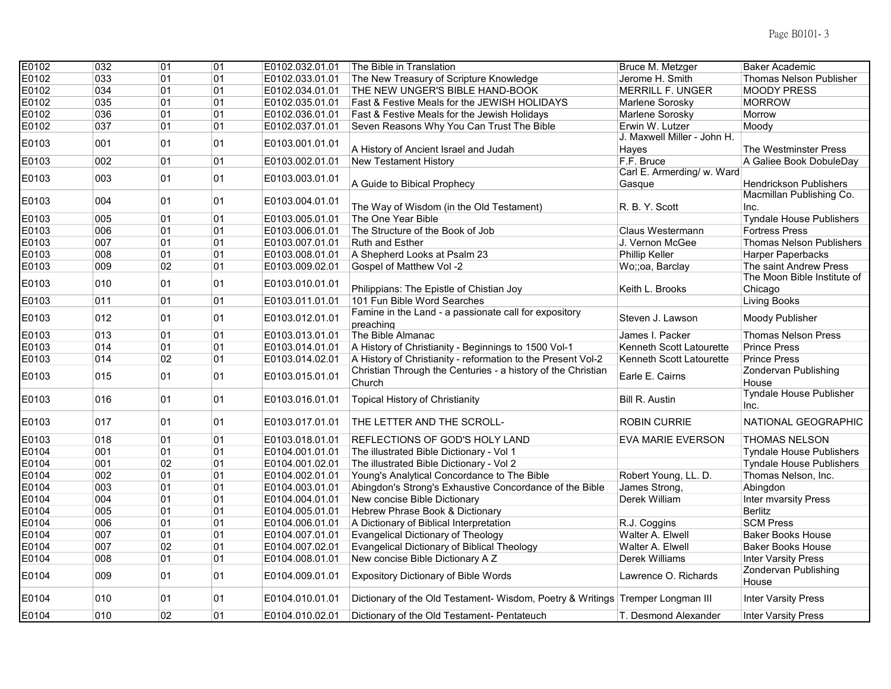| E0102 | 032 | 01 | 01 | E0102.032.01.01 | The Bible in Translation | Bruce M. Metzger | Baker Academic |
|---|---|---|---|---|---|---|---|
| E0102 | 033 | 01 | 01 | E0102.033.01.01 | The New Treasury of Scripture Knowledge | Jerome H. Smith | Thomas Nelson Publisher |
| E0102 | 034 | 01 | 01 | E0102.034.01.01 | THE NEW UNGER'S BIBLE HAND-BOOK | MERRILL F. UNGER | MOODY PRESS |
| E0102 | 035 | 01 | 01 | E0102.035.01.01 | Fast & Festive Meals for the JEWISH HOLIDAYS | Marlene Sorosky | MORROW |
| E0102 | 036 | 01 | 01 | E0102.036.01.01 | Fast & Festive Meals for the Jewish Holidays | Marlene Sorosky | Morrow |
| E0102 | 037 | 01 | 01 | E0102.037.01.01 | Seven Reasons Why You Can Trust The Bible | Erwin W. Lutzer | Moody |
| E0103 | 001 | 01 | 01 | E0103.001.01.01 | A History of Ancient Israel and Judah | J. Maxwell Miller - John H. Hayes | The Westminster Press |
| E0103 | 002 | 01 | 01 | E0103.002.01.01 | New Testament History | F.F. Bruce | A Galiee Book DobuleDay |
| E0103 | 003 | 01 | 01 | E0103.003.01.01 | A Guide to Bibical Prophecy | Carl E. Armerding/ w. Ward Gasque | Hendrickson Publishers |
| E0103 | 004 | 01 | 01 | E0103.004.01.01 | The Way of Wisdom (in the Old Testament) | R. B. Y. Scott | Macmillan Publishing Co. Inc. |
| E0103 | 005 | 01 | 01 | E0103.005.01.01 | The One Year Bible | | Tyndale House Publishers |
| E0103 | 006 | 01 | 01 | E0103.006.01.01 | The Structure of the Book of Job | Claus Westermann | Fortress Press |
| E0103 | 007 | 01 | 01 | E0103.007.01.01 | Ruth and Esther | J. Vernon McGee | Thomas Nelson Publishers |
| E0103 | 008 | 01 | 01 | E0103.008.01.01 | A Shepherd Looks at Psalm 23 | Phillip Keller | Harper Paperbacks |
| E0103 | 009 | 02 | 01 | E0103.009.02.01 | Gospel of Matthew Vol -2 | Wo;;oa, Barclay | The saint Andrew Press |
| E0103 | 010 | 01 | 01 | E0103.010.01.01 | Philippians: The Epistle of Chistian Joy | Keith L. Brooks | The Moon Bible Institute of Chicago |
| E0103 | 011 | 01 | 01 | E0103.011.01.01 | 101 Fun Bible Word Searches | | Living Books |
| E0103 | 012 | 01 | 01 | E0103.012.01.01 | Famine in the Land - a passionate call for expository preaching | Steven J. Lawson | Moody Publisher |
| E0103 | 013 | 01 | 01 | E0103.013.01.01 | The Bible Almanac | James I. Packer | Thomas Nelson Press |
| E0103 | 014 | 01 | 01 | E0103.014.01.01 | A History of Christianity - Beginnings to 1500 Vol-1 | Kenneth Scott Latourette | Prince Press |
| E0103 | 014 | 02 | 01 | E0103.014.02.01 | A History of Christianity - reformation to the Present Vol-2 | Kenneth Scott Latourette | Prince Press |
| E0103 | 015 | 01 | 01 | E0103.015.01.01 | Christian Through the Centuries - a history of the Christian Church | Earle E. Cairns | Zondervan Publishing House |
| E0103 | 016 | 01 | 01 | E0103.016.01.01 | Topical History of Christianity | Bill R. Austin | Tyndale House Publisher Inc. |
| E0103 | 017 | 01 | 01 | E0103.017.01.01 | THE LETTER AND THE SCROLL- | ROBIN CURRIE | NATIONAL GEOGRAPHIC |
| E0103 | 018 | 01 | 01 | E0103.018.01.01 | REFLECTIONS OF GOD'S HOLY LAND | EVA MARIE EVERSON | THOMAS NELSON |
| E0104 | 001 | 01 | 01 | E0104.001.01.01 | The illustrated Bible Dictionary - Vol 1 | | Tyndale House Publishers |
| E0104 | 001 | 02 | 01 | E0104.001.02.01 | The illustrated Bible Dictionary - Vol 2 | | Tyndale House Publishers |
| E0104 | 002 | 01 | 01 | E0104.002.01.01 | Young's Analytical Concordance to The Bible | Robert Young, LL. D. | Thomas Nelson, Inc. |
| E0104 | 003 | 01 | 01 | E0104.003.01.01 | Abingdon's Strong's Exhaustive Concordance of the Bible | James Strong, | Abingdon |
| E0104 | 004 | 01 | 01 | E0104.004.01.01 | New concise Bible Dictionary | Derek William | Inter mvarsity Press |
| E0104 | 005 | 01 | 01 | E0104.005.01.01 | Hebrew Phrase Book & Dictionary | | Berlitz |
| E0104 | 006 | 01 | 01 | E0104.006.01.01 | A Dictionary of Biblical Interpretation | R.J. Coggins | SCM Press |
| E0104 | 007 | 01 | 01 | E0104.007.01.01 | Evangelical Dictionary of Theology | Walter A. Elwell | Baker Books House |
| E0104 | 007 | 02 | 01 | E0104.007.02.01 | Evangelical Dictionary of Biblical Theology | Walter A. Elwell | Baker Books House |
| E0104 | 008 | 01 | 01 | E0104.008.01.01 | New concise Bible Dictionary A Z | Derek Williams | Inter Varsity Press |
| E0104 | 009 | 01 | 01 | E0104.009.01.01 | Expository Dictionary of Bible Words | Lawrence O. Richards | Zondervan Publishing House |
| E0104 | 010 | 01 | 01 | E0104.010.01.01 | Dictionary of the Old Testament- Wisdom, Poetry & Writings | Tremper Longman III | Inter Varsity Press |
| E0104 | 010 | 02 | 01 | E0104.010.02.01 | Dictionary of the Old Testament- Pentateuch | T. Desmond Alexander | Inter Varsity Press |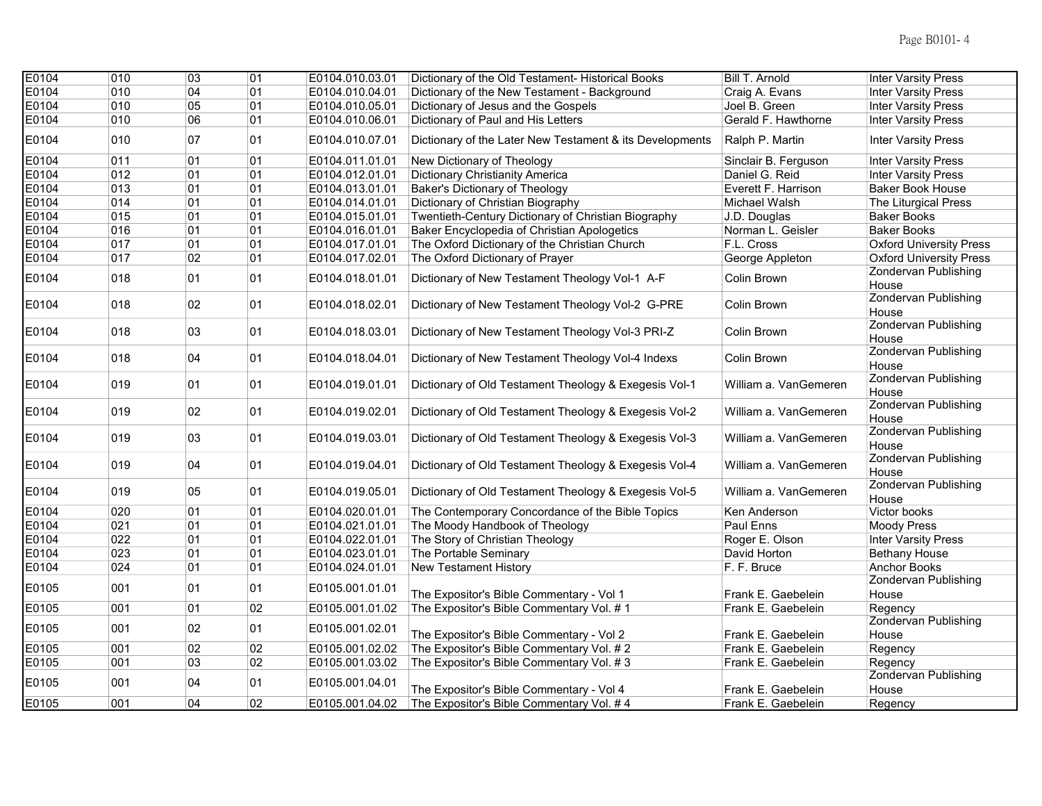| E0104 | 010 | 03 | 01 | E0104.010.03.01 | Dictionary of the Old Testament- Historical Books | Bill T. Arnold | Inter Varsity Press |
|---|---|---|---|---|---|---|---|
| E0104 | 010 | 04 | 01 | E0104.010.04.01 | Dictionary of the New Testament - Background | Craig A. Evans | Inter Varsity Press |
| E0104 | 010 | 05 | 01 | E0104.010.05.01 | Dictionary of Jesus and the Gospels | Joel B. Green | Inter Varsity Press |
| E0104 | 010 | 06 | 01 | E0104.010.06.01 | Dictionary of Paul and His Letters | Gerald F. Hawthorne | Inter Varsity Press |
| E0104 | 010 | 07 | 01 | E0104.010.07.01 | Dictionary of the Later New Testament & its Developments | Ralph P. Martin | Inter Varsity Press |
| E0104 | 011 | 01 | 01 | E0104.011.01.01 | New Dictionary of Theology | Sinclair B. Ferguson | Inter Varsity Press |
| E0104 | 012 | 01 | 01 | E0104.012.01.01 | Dictionary Christianity America | Daniel G. Reid | Inter Varsity Press |
| E0104 | 013 | 01 | 01 | E0104.013.01.01 | Baker's Dictionary of Theology | Everett F. Harrison | Baker Book House |
| E0104 | 014 | 01 | 01 | E0104.014.01.01 | Dictionary of Christian Biography | Michael Walsh | The Liturgical Press |
| E0104 | 015 | 01 | 01 | E0104.015.01.01 | Twentieth-Century Dictionary of Christian Biography | J.D. Douglas | Baker Books |
| E0104 | 016 | 01 | 01 | E0104.016.01.01 | Baker Encyclopedia of Christian Apologetics | Norman L. Geisler | Baker Books |
| E0104 | 017 | 01 | 01 | E0104.017.01.01 | The Oxford Dictionary of the Christian Church | F.L. Cross | Oxford University Press |
| E0104 | 017 | 02 | 01 | E0104.017.02.01 | The Oxford Dictionary of Prayer | George Appleton | Oxford University Press |
| E0104 | 018 | 01 | 01 | E0104.018.01.01 | Dictionary of New Testament Theology Vol-1 A-F | Colin Brown | Zondervan Publishing House |
| E0104 | 018 | 02 | 01 | E0104.018.02.01 | Dictionary of New Testament Theology Vol-2 G-PRE | Colin Brown | Zondervan Publishing House |
| E0104 | 018 | 03 | 01 | E0104.018.03.01 | Dictionary of New Testament Theology Vol-3 PRI-Z | Colin Brown | Zondervan Publishing House |
| E0104 | 018 | 04 | 01 | E0104.018.04.01 | Dictionary of New Testament Theology Vol-4 Indexs | Colin Brown | Zondervan Publishing House |
| E0104 | 019 | 01 | 01 | E0104.019.01.01 | Dictionary of Old Testament Theology & Exegesis Vol-1 | William a. VanGemeren | Zondervan Publishing House |
| E0104 | 019 | 02 | 01 | E0104.019.02.01 | Dictionary of Old Testament Theology & Exegesis Vol-2 | William a. VanGemeren | Zondervan Publishing House |
| E0104 | 019 | 03 | 01 | E0104.019.03.01 | Dictionary of Old Testament Theology & Exegesis Vol-3 | William a. VanGemeren | Zondervan Publishing House |
| E0104 | 019 | 04 | 01 | E0104.019.04.01 | Dictionary of Old Testament Theology & Exegesis Vol-4 | William a. VanGemeren | Zondervan Publishing House |
| E0104 | 019 | 05 | 01 | E0104.019.05.01 | Dictionary of Old Testament Theology & Exegesis Vol-5 | William a. VanGemeren | Zondervan Publishing House |
| E0104 | 020 | 01 | 01 | E0104.020.01.01 | The Contemporary Concordance of the Bible Topics | Ken Anderson | Victor books |
| E0104 | 021 | 01 | 01 | E0104.021.01.01 | The Moody Handbook of Theology | Paul Enns | Moody Press |
| E0104 | 022 | 01 | 01 | E0104.022.01.01 | The Story of Christian Theology | Roger E. Olson | Inter Varsity Press |
| E0104 | 023 | 01 | 01 | E0104.023.01.01 | The Portable Seminary | David Horton | Bethany House |
| E0104 | 024 | 01 | 01 | E0104.024.01.01 | New Testament History | F. F. Bruce | Anchor Books |
| E0105 | 001 | 01 | 01 | E0105.001.01.01 | The Expositor's Bible Commentary - Vol 1 | Frank E. Gaebelein | Zondervan Publishing House |
| E0105 | 001 | 01 | 02 | E0105.001.01.02 | The Expositor's Bible Commentary Vol. # 1 | Frank E. Gaebelein | Regency |
| E0105 | 001 | 02 | 01 | E0105.001.02.01 | The Expositor's Bible Commentary - Vol 2 | Frank E. Gaebelein | Zondervan Publishing House |
| E0105 | 001 | 02 | 02 | E0105.001.02.02 | The Expositor's Bible Commentary Vol. # 2 | Frank E. Gaebelein | Regency |
| E0105 | 001 | 03 | 02 | E0105.001.03.02 | The Expositor's Bible Commentary Vol. # 3 | Frank E. Gaebelein | Regency |
| E0105 | 001 | 04 | 01 | E0105.001.04.01 | The Expositor's Bible Commentary - Vol 4 | Frank E. Gaebelein | Zondervan Publishing House |
| E0105 | 001 | 04 | 02 | E0105.001.04.02 | The Expositor's Bible Commentary Vol. # 4 | Frank E. Gaebelein | Regency |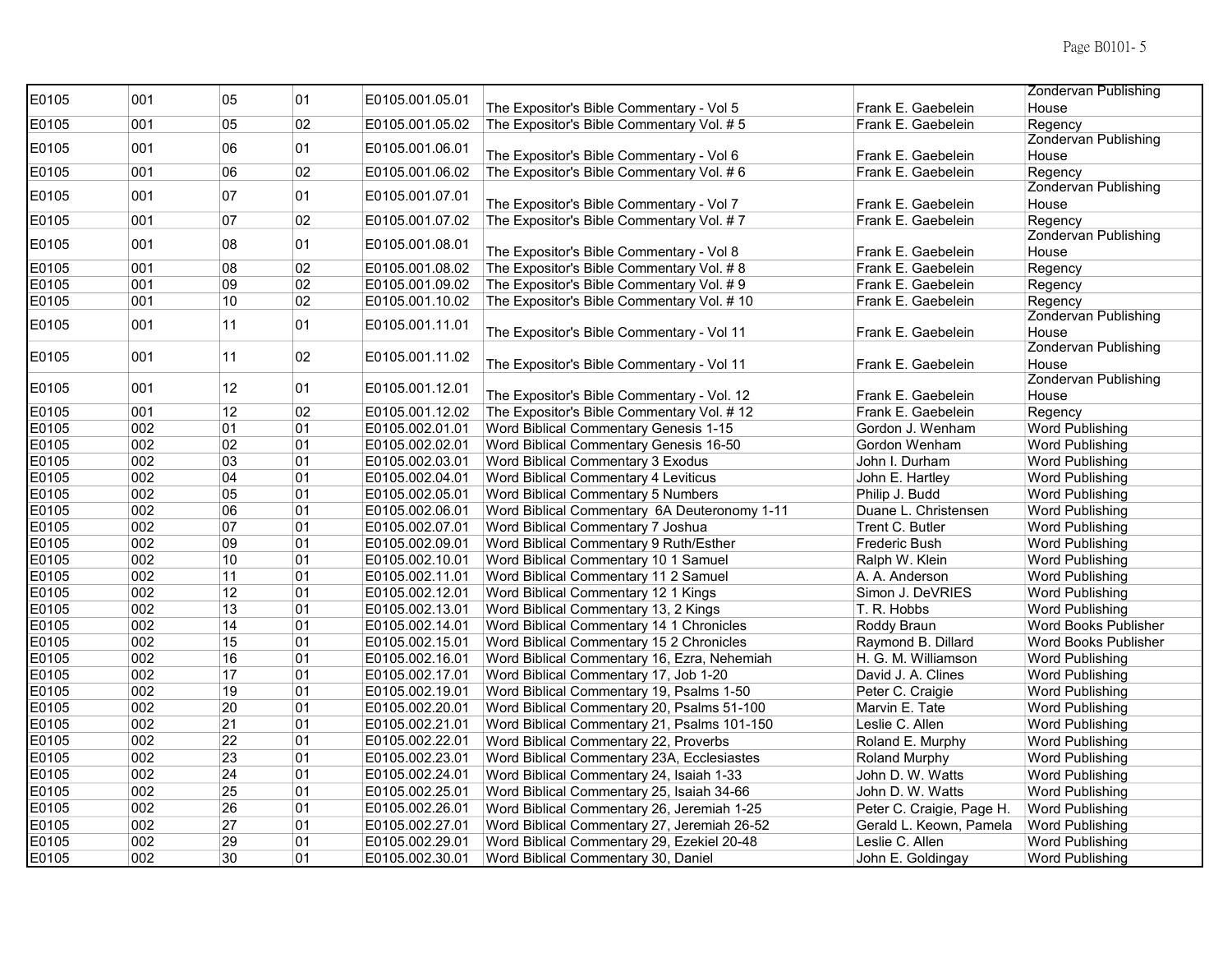| E0105 | 001 | 05 | 01 | E0105.001.05.01 | The Expositor's Bible Commentary - Vol 5 | Frank E. Gaebelein | Zondervan Publishing House |
|---|---|---|---|---|---|---|---|
| E0105 | 001 | 05 | 02 | E0105.001.05.02 | The Expositor's Bible Commentary Vol. # 5 | Frank E. Gaebelein | Regency |
| E0105 | 001 | 06 | 01 | E0105.001.06.01 | The Expositor's Bible Commentary - Vol 6 | Frank E. Gaebelein | Zondervan Publishing House |
| E0105 | 001 | 06 | 02 | E0105.001.06.02 | The Expositor's Bible Commentary Vol. # 6 | Frank E. Gaebelein | Regency |
| E0105 | 001 | 07 | 01 | E0105.001.07.01 | The Expositor's Bible Commentary - Vol 7 | Frank E. Gaebelein | Zondervan Publishing House |
| E0105 | 001 | 07 | 02 | E0105.001.07.02 | The Expositor's Bible Commentary Vol. # 7 | Frank E. Gaebelein | Regency |
| E0105 | 001 | 08 | 01 | E0105.001.08.01 | The Expositor's Bible Commentary - Vol 8 | Frank E. Gaebelein | Zondervan Publishing House |
| E0105 | 001 | 08 | 02 | E0105.001.08.02 | The Expositor's Bible Commentary Vol. # 8 | Frank E. Gaebelein | Regency |
| E0105 | 001 | 09 | 02 | E0105.001.09.02 | The Expositor's Bible Commentary Vol. # 9 | Frank E. Gaebelein | Regency |
| E0105 | 001 | 10 | 02 | E0105.001.10.02 | The Expositor's Bible Commentary Vol. # 10 | Frank E. Gaebelein | Regency |
| E0105 | 001 | 11 | 01 | E0105.001.11.01 | The Expositor's Bible Commentary - Vol 11 | Frank E. Gaebelein | Zondervan Publishing House |
| E0105 | 001 | 11 | 02 | E0105.001.11.02 | The Expositor's Bible Commentary - Vol 11 | Frank E. Gaebelein | Zondervan Publishing House |
| E0105 | 001 | 12 | 01 | E0105.001.12.01 | The Expositor's Bible Commentary - Vol. 12 | Frank E. Gaebelein | Zondervan Publishing House |
| E0105 | 001 | 12 | 02 | E0105.001.12.02 | The Expositor's Bible Commentary Vol. # 12 | Frank E. Gaebelein | Regency |
| E0105 | 002 | 01 | 01 | E0105.002.01.01 | Word Biblical Commentary Genesis 1-15 | Gordon J. Wenham | Word Publishing |
| E0105 | 002 | 02 | 01 | E0105.002.02.01 | Word Biblical Commentary Genesis 16-50 | Gordon Wenham | Word Publishing |
| E0105 | 002 | 03 | 01 | E0105.002.03.01 | Word Biblical Commentary 3 Exodus | John I. Durham | Word Publishing |
| E0105 | 002 | 04 | 01 | E0105.002.04.01 | Word Biblical Commentary 4 Leviticus | John E. Hartley | Word Publishing |
| E0105 | 002 | 05 | 01 | E0105.002.05.01 | Word Biblical Commentary 5 Numbers | Philip J. Budd | Word Publishing |
| E0105 | 002 | 06 | 01 | E0105.002.06.01 | Word Biblical Commentary 6A Deuteronomy 1-11 | Duane L. Christensen | Word Publishing |
| E0105 | 002 | 07 | 01 | E0105.002.07.01 | Word Biblical Commentary 7 Joshua | Trent C. Butler | Word Publishing |
| E0105 | 002 | 09 | 01 | E0105.002.09.01 | Word Biblical Commentary 9 Ruth/Esther | Frederic Bush | Word Publishing |
| E0105 | 002 | 10 | 01 | E0105.002.10.01 | Word Biblical Commentary 10 1 Samuel | Ralph W. Klein | Word Publishing |
| E0105 | 002 | 11 | 01 | E0105.002.11.01 | Word Biblical Commentary 11 2 Samuel | A. A. Anderson | Word Publishing |
| E0105 | 002 | 12 | 01 | E0105.002.12.01 | Word Biblical Commentary 12 1 Kings | Simon J. DeVRIES | Word Publishing |
| E0105 | 002 | 13 | 01 | E0105.002.13.01 | Word Biblical Commentary 13, 2 Kings | T. R. Hobbs | Word Publishing |
| E0105 | 002 | 14 | 01 | E0105.002.14.01 | Word Biblical Commentary 14 1 Chronicles | Roddy Braun | Word Books Publisher |
| E0105 | 002 | 15 | 01 | E0105.002.15.01 | Word Biblical Commentary 15 2 Chronicles | Raymond B. Dillard | Word Books Publisher |
| E0105 | 002 | 16 | 01 | E0105.002.16.01 | Word Biblical Commentary 16, Ezra, Nehemiah | H. G. M. Williamson | Word Publishing |
| E0105 | 002 | 17 | 01 | E0105.002.17.01 | Word Biblical Commentary 17, Job 1-20 | David J. A. Clines | Word Publishing |
| E0105 | 002 | 19 | 01 | E0105.002.19.01 | Word Biblical Commentary 19, Psalms 1-50 | Peter C. Craigie | Word Publishing |
| E0105 | 002 | 20 | 01 | E0105.002.20.01 | Word Biblical Commentary 20, Psalms 51-100 | Marvin E. Tate | Word Publishing |
| E0105 | 002 | 21 | 01 | E0105.002.21.01 | Word Biblical Commentary 21, Psalms 101-150 | Leslie C. Allen | Word Publishing |
| E0105 | 002 | 22 | 01 | E0105.002.22.01 | Word Biblical Commentary 22, Proverbs | Roland E. Murphy | Word Publishing |
| E0105 | 002 | 23 | 01 | E0105.002.23.01 | Word Biblical Commentary 23A, Ecclesiastes | Roland Murphy | Word Publishing |
| E0105 | 002 | 24 | 01 | E0105.002.24.01 | Word Biblical Commentary 24, Isaiah 1-33 | John D. W. Watts | Word Publishing |
| E0105 | 002 | 25 | 01 | E0105.002.25.01 | Word Biblical Commentary 25, Isaiah 34-66 | John D. W. Watts | Word Publishing |
| E0105 | 002 | 26 | 01 | E0105.002.26.01 | Word Biblical Commentary 26, Jeremiah 1-25 | Peter C. Craigie, Page H. | Word Publishing |
| E0105 | 002 | 27 | 01 | E0105.002.27.01 | Word Biblical Commentary 27, Jeremiah 26-52 | Gerald L. Keown, Pamela | Word Publishing |
| E0105 | 002 | 29 | 01 | E0105.002.29.01 | Word Biblical Commentary 29, Ezekiel 20-48 | Leslie C. Allen | Word Publishing |
| E0105 | 002 | 30 | 01 | E0105.002.30.01 | Word Biblical Commentary 30, Daniel | John E. Goldingay | Word Publishing |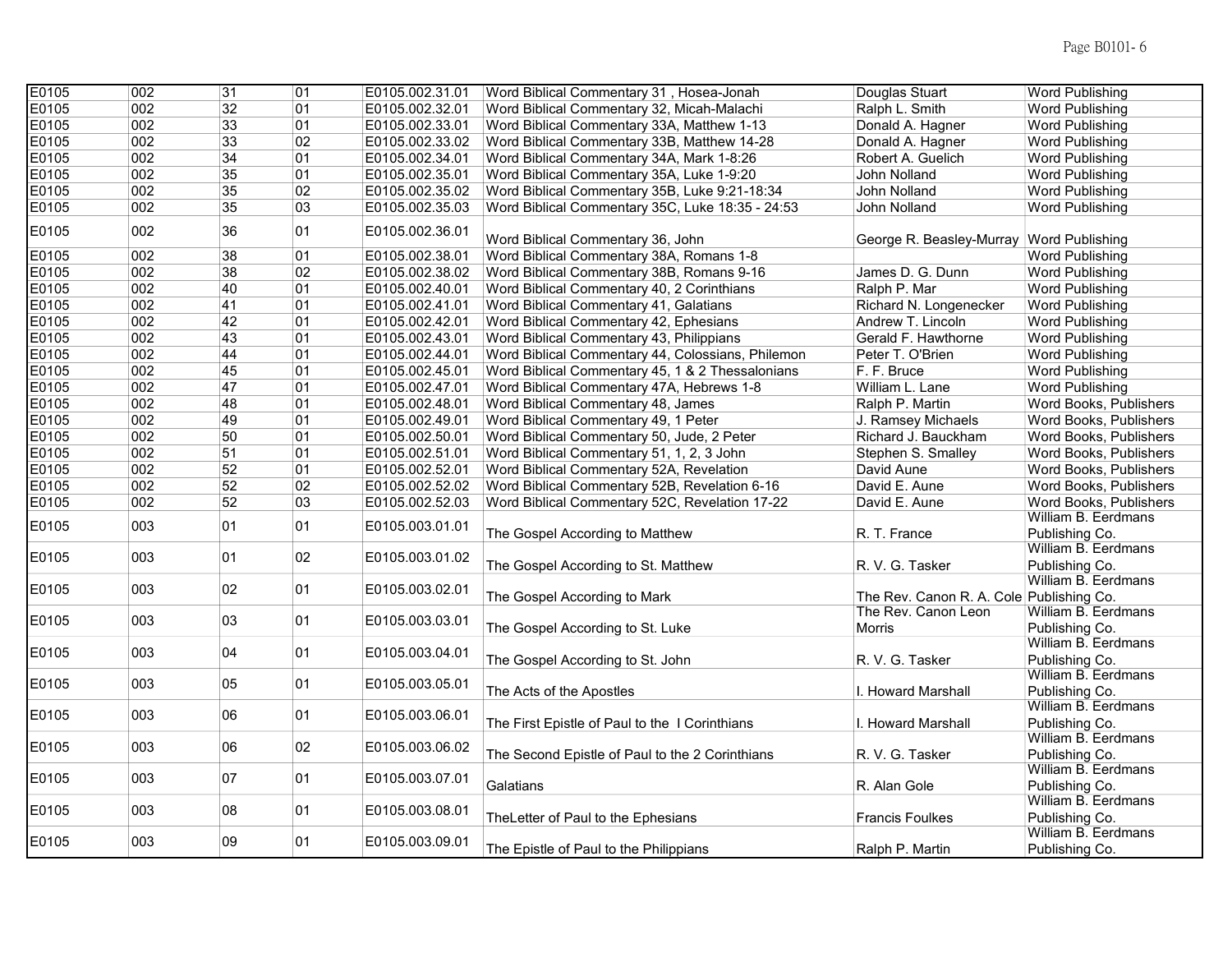| | | | | | | | |
|---|---|---|---|---|---|---|---|
| E0105 | 002 | 31 | 01 | E0105.002.31.01 | Word Biblical Commentary 31 , Hosea-Jonah | Douglas Stuart | Word Publishing |
| E0105 | 002 | 32 | 01 | E0105.002.32.01 | Word Biblical Commentary 32, Micah-Malachi | Ralph L. Smith | Word Publishing |
| E0105 | 002 | 33 | 01 | E0105.002.33.01 | Word Biblical Commentary 33A, Matthew 1-13 | Donald A. Hagner | Word Publishing |
| E0105 | 002 | 33 | 02 | E0105.002.33.02 | Word Biblical Commentary 33B, Matthew 14-28 | Donald A. Hagner | Word Publishing |
| E0105 | 002 | 34 | 01 | E0105.002.34.01 | Word Biblical Commentary 34A, Mark 1-8:26 | Robert A. Guelich | Word Publishing |
| E0105 | 002 | 35 | 01 | E0105.002.35.01 | Word Biblical Commentary 35A, Luke 1-9:20 | John Nolland | Word Publishing |
| E0105 | 002 | 35 | 02 | E0105.002.35.02 | Word Biblical Commentary 35B, Luke 9:21-18:34 | John Nolland | Word Publishing |
| E0105 | 002 | 35 | 03 | E0105.002.35.03 | Word Biblical Commentary 35C, Luke 18:35 - 24:53 | John Nolland | Word Publishing |
| E0105 | 002 | 36 | 01 | E0105.002.36.01 | Word Biblical Commentary 36, John | George R. Beasley-Murray | Word Publishing |
| E0105 | 002 | 38 | 01 | E0105.002.38.01 | Word Biblical Commentary 38A, Romans 1-8 | | Word Publishing |
| E0105 | 002 | 38 | 02 | E0105.002.38.02 | Word Biblical Commentary 38B, Romans 9-16 | James D. G. Dunn | Word Publishing |
| E0105 | 002 | 40 | 01 | E0105.002.40.01 | Word Biblical Commentary 40, 2 Corinthians | Ralph P. Mar | Word Publishing |
| E0105 | 002 | 41 | 01 | E0105.002.41.01 | Word Biblical Commentary 41, Galatians | Richard N. Longenecker | Word Publishing |
| E0105 | 002 | 42 | 01 | E0105.002.42.01 | Word Biblical Commentary 42, Ephesians | Andrew T. Lincoln | Word Publishing |
| E0105 | 002 | 43 | 01 | E0105.002.43.01 | Word Biblical Commentary 43, Philippians | Gerald F. Hawthorne | Word Publishing |
| E0105 | 002 | 44 | 01 | E0105.002.44.01 | Word Biblical Commentary 44, Colossians, Philemon | Peter T. O'Brien | Word Publishing |
| E0105 | 002 | 45 | 01 | E0105.002.45.01 | Word Biblical Commentary 45, 1 & 2 Thessalonians | F. F. Bruce | Word Publishing |
| E0105 | 002 | 47 | 01 | E0105.002.47.01 | Word Biblical Commentary 47A, Hebrews 1-8 | William L. Lane | Word Publishing |
| E0105 | 002 | 48 | 01 | E0105.002.48.01 | Word Biblical Commentary 48, James | Ralph P. Martin | Word Books, Publishers |
| E0105 | 002 | 49 | 01 | E0105.002.49.01 | Word Biblical Commentary 49, 1 Peter | J. Ramsey Michaels | Word Books, Publishers |
| E0105 | 002 | 50 | 01 | E0105.002.50.01 | Word Biblical Commentary 50, Jude, 2 Peter | Richard J. Bauckham | Word Books, Publishers |
| E0105 | 002 | 51 | 01 | E0105.002.51.01 | Word Biblical Commentary 51, 1, 2, 3 John | Stephen S. Smalley | Word Books, Publishers |
| E0105 | 002 | 52 | 01 | E0105.002.52.01 | Word Biblical Commentary 52A, Revelation | David Aune | Word Books, Publishers |
| E0105 | 002 | 52 | 02 | E0105.002.52.02 | Word Biblical Commentary 52B, Revelation 6-16 | David E. Aune | Word Books, Publishers |
| E0105 | 002 | 52 | 03 | E0105.002.52.03 | Word Biblical Commentary 52C, Revelation 17-22 | David E. Aune | Word Books, Publishers |
| E0105 | 003 | 01 | 01 | E0105.003.01.01 | The Gospel According to Matthew | R. T. France | William B. Eerdmans Publishing Co. |
| E0105 | 003 | 01 | 02 | E0105.003.01.02 | The Gospel According to St. Matthew | R. V. G. Tasker | William B. Eerdmans Publishing Co. |
| E0105 | 003 | 02 | 01 | E0105.003.02.01 | The Gospel According to Mark | The Rev. Canon R. A. Cole | William B. Eerdmans Publishing Co. |
| E0105 | 003 | 03 | 01 | E0105.003.03.01 | The Gospel According to St. Luke | The Rev. Canon Leon Morris | William B. Eerdmans Publishing Co. |
| E0105 | 003 | 04 | 01 | E0105.003.04.01 | The Gospel According to St. John | R. V. G. Tasker | William B. Eerdmans Publishing Co. |
| E0105 | 003 | 05 | 01 | E0105.003.05.01 | The Acts of the Apostles | I. Howard Marshall | William B. Eerdmans Publishing Co. |
| E0105 | 003 | 06 | 01 | E0105.003.06.01 | The First Epistle of Paul to the I Corinthians | I. Howard Marshall | William B. Eerdmans Publishing Co. |
| E0105 | 003 | 06 | 02 | E0105.003.06.02 | The Second Epistle of Paul to the 2 Corinthians | R. V. G. Tasker | William B. Eerdmans Publishing Co. |
| E0105 | 003 | 07 | 01 | E0105.003.07.01 | Galatians | R. Alan Gole | William B. Eerdmans Publishing Co. |
| E0105 | 003 | 08 | 01 | E0105.003.08.01 | TheLetter of Paul to the Ephesians | Francis Foulkes | William B. Eerdmans Publishing Co. |
| E0105 | 003 | 09 | 01 | E0105.003.09.01 | The Epistle of Paul to the Philippians | Ralph P. Martin | William B. Eerdmans Publishing Co. |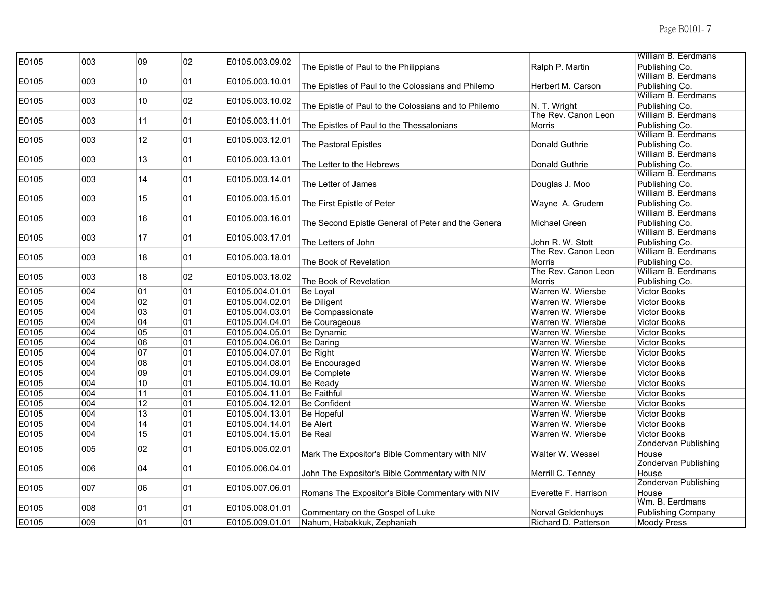| E0105 | 003 | 09 | 02 | E0105.003.09.02 | The Epistle of Paul to the Philippians | Ralph P. Martin | William B. Eerdmans Publishing Co. |
|---|---|---|---|---|---|---|---|
| E0105 | 003 | 10 | 01 | E0105.003.10.01 | The Epistles of Paul to the Colossians and Philemo | Herbert M. Carson | William B. Eerdmans Publishing Co. |
| E0105 | 003 | 10 | 02 | E0105.003.10.02 | The Epistle of Paul to the Colossians and to Philemo | N. T. Wright | William B. Eerdmans Publishing Co. |
| E0105 | 003 | 11 | 01 | E0105.003.11.01 | The Epistles of Paul to the Thessalonians | The Rev. Canon Leon Morris | William B. Eerdmans Publishing Co. |
| E0105 | 003 | 12 | 01 | E0105.003.12.01 | The Pastoral Epistles | Donald Guthrie | William B. Eerdmans Publishing Co. |
| E0105 | 003 | 13 | 01 | E0105.003.13.01 | The Letter to the Hebrews | Donald Guthrie | William B. Eerdmans Publishing Co. |
| E0105 | 003 | 14 | 01 | E0105.003.14.01 | The Letter of James | Douglas J. Moo | William B. Eerdmans Publishing Co. |
| E0105 | 003 | 15 | 01 | E0105.003.15.01 | The First Epistle of Peter | Wayne A. Grudem | William B. Eerdmans Publishing Co. |
| E0105 | 003 | 16 | 01 | E0105.003.16.01 | The Second Epistle General of Peter and the Genera | Michael Green | William B. Eerdmans Publishing Co. |
| E0105 | 003 | 17 | 01 | E0105.003.17.01 | The Letters of John | John R. W. Stott | William B. Eerdmans Publishing Co. |
| E0105 | 003 | 18 | 01 | E0105.003.18.01 | The Book of Revelation | The Rev. Canon Leon Morris | William B. Eerdmans Publishing Co. |
| E0105 | 003 | 18 | 02 | E0105.003.18.02 | The Book of Revelation | The Rev. Canon Leon Morris | William B. Eerdmans Publishing Co. |
| E0105 | 004 | 01 | 01 | E0105.004.01.01 | Be Loyal | Warren W. Wiersbe | Victor Books |
| E0105 | 004 | 02 | 01 | E0105.004.02.01 | Be Diligent | Warren W. Wiersbe | Victor Books |
| E0105 | 004 | 03 | 01 | E0105.004.03.01 | Be Compassionate | Warren W. Wiersbe | Victor Books |
| E0105 | 004 | 04 | 01 | E0105.004.04.01 | Be Courageous | Warren W. Wiersbe | Victor Books |
| E0105 | 004 | 05 | 01 | E0105.004.05.01 | Be Dynamic | Warren W. Wiersbe | Victor Books |
| E0105 | 004 | 06 | 01 | E0105.004.06.01 | Be Daring | Warren W. Wiersbe | Victor Books |
| E0105 | 004 | 07 | 01 | E0105.004.07.01 | Be Right | Warren W. Wiersbe | Victor Books |
| E0105 | 004 | 08 | 01 | E0105.004.08.01 | Be Encouraged | Warren W. Wiersbe | Victor Books |
| E0105 | 004 | 09 | 01 | E0105.004.09.01 | Be Complete | Warren W. Wiersbe | Victor Books |
| E0105 | 004 | 10 | 01 | E0105.004.10.01 | Be Ready | Warren W. Wiersbe | Victor Books |
| E0105 | 004 | 11 | 01 | E0105.004.11.01 | Be Faithful | Warren W. Wiersbe | Victor Books |
| E0105 | 004 | 12 | 01 | E0105.004.12.01 | Be Confident | Warren W. Wiersbe | Victor Books |
| E0105 | 004 | 13 | 01 | E0105.004.13.01 | Be Hopeful | Warren W. Wiersbe | Victor Books |
| E0105 | 004 | 14 | 01 | E0105.004.14.01 | Be Alert | Warren W. Wiersbe | Victor Books |
| E0105 | 004 | 15 | 01 | E0105.004.15.01 | Be Real | Warren W. Wiersbe | Victor Books |
| E0105 | 005 | 02 | 01 | E0105.005.02.01 | Mark The Expositor's Bible Commentary with NIV | Walter W. Wessel | Zondervan Publishing House |
| E0105 | 006 | 04 | 01 | E0105.006.04.01 | John The Expositor's Bible Commentary with NIV | Merrill C. Tenney | Zondervan Publishing House |
| E0105 | 007 | 06 | 01 | E0105.007.06.01 | Romans The Expositor's Bible Commentary with NIV | Everette F. Harrison | Zondervan Publishing House |
| E0105 | 008 | 01 | 01 | E0105.008.01.01 | Commentary on the Gospel of Luke | Norval Geldenhuys | Wm. B. Eerdmans Publishing Company |
| E0105 | 009 | 01 | 01 | E0105.009.01.01 | Nahum, Habakkuk, Zephaniah | Richard D. Patterson | Moody Press |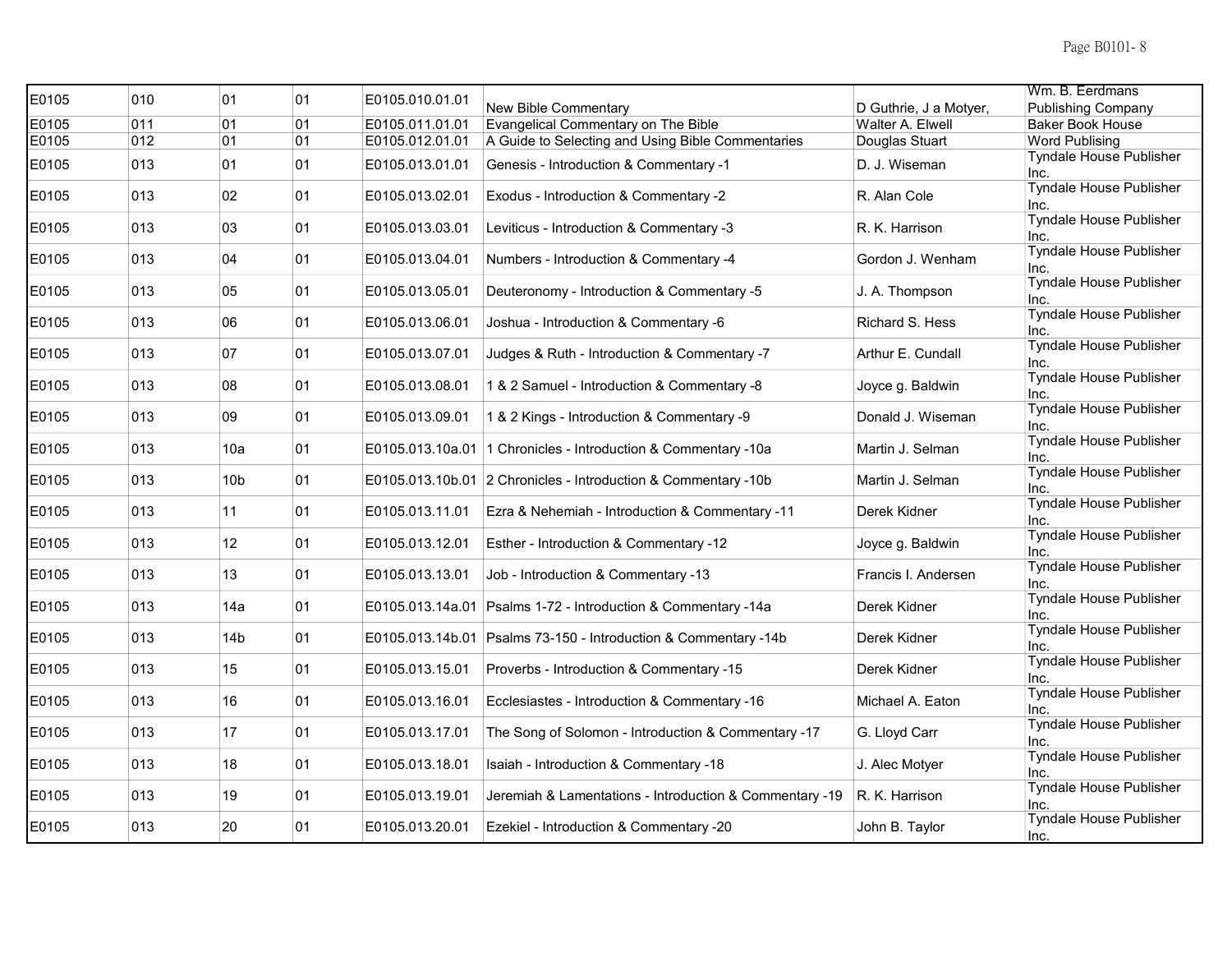| | | | | | | | |
|---|---|---|---|---|---|---|---|
| E0105 | 010 | 01 | 01 | E0105.010.01.01 | New Bible Commentary | D Guthrie, J a Motyer, | Wm. B. Eerdmans Publishing Company |
| E0105 | 011 | 01 | 01 | E0105.011.01.01 | Evangelical Commentary on The Bible | Walter A. Elwell | Baker Book House |
| E0105 | 012 | 01 | 01 | E0105.012.01.01 | A Guide to Selecting and Using Bible Commentaries | Douglas Stuart | Word Publising |
| E0105 | 013 | 01 | 01 | E0105.013.01.01 | Genesis - Introduction & Commentary -1 | D. J. Wiseman | Tyndale House Publisher Inc. |
| E0105 | 013 | 02 | 01 | E0105.013.02.01 | Exodus - Introduction & Commentary -2 | R. Alan Cole | Tyndale House Publisher Inc. |
| E0105 | 013 | 03 | 01 | E0105.013.03.01 | Leviticus - Introduction & Commentary -3 | R. K. Harrison | Tyndale House Publisher Inc. |
| E0105 | 013 | 04 | 01 | E0105.013.04.01 | Numbers - Introduction & Commentary -4 | Gordon J. Wenham | Tyndale House Publisher Inc. |
| E0105 | 013 | 05 | 01 | E0105.013.05.01 | Deuteronomy - Introduction & Commentary -5 | J. A. Thompson | Tyndale House Publisher Inc. |
| E0105 | 013 | 06 | 01 | E0105.013.06.01 | Joshua - Introduction & Commentary -6 | Richard S. Hess | Tyndale House Publisher Inc. |
| E0105 | 013 | 07 | 01 | E0105.013.07.01 | Judges & Ruth - Introduction & Commentary -7 | Arthur E. Cundall | Tyndale House Publisher Inc. |
| E0105 | 013 | 08 | 01 | E0105.013.08.01 | 1 & 2 Samuel - Introduction & Commentary -8 | Joyce g. Baldwin | Tyndale House Publisher Inc. |
| E0105 | 013 | 09 | 01 | E0105.013.09.01 | 1 & 2 Kings - Introduction & Commentary -9 | Donald J. Wiseman | Tyndale House Publisher Inc. |
| E0105 | 013 | 10a | 01 | E0105.013.10a.01 | 1 Chronicles - Introduction & Commentary -10a | Martin J. Selman | Tyndale House Publisher Inc. |
| E0105 | 013 | 10b | 01 | E0105.013.10b.01 | 2 Chronicles - Introduction & Commentary -10b | Martin J. Selman | Tyndale House Publisher Inc. |
| E0105 | 013 | 11 | 01 | E0105.013.11.01 | Ezra & Nehemiah - Introduction & Commentary -11 | Derek Kidner | Tyndale House Publisher Inc. |
| E0105 | 013 | 12 | 01 | E0105.013.12.01 | Esther - Introduction & Commentary -12 | Joyce g. Baldwin | Tyndale House Publisher Inc. |
| E0105 | 013 | 13 | 01 | E0105.013.13.01 | Job - Introduction & Commentary -13 | Francis I. Andersen | Tyndale House Publisher Inc. |
| E0105 | 013 | 14a | 01 | E0105.013.14a.01 | Psalms 1-72 - Introduction & Commentary -14a | Derek Kidner | Tyndale House Publisher Inc. |
| E0105 | 013 | 14b | 01 | E0105.013.14b.01 | Psalms 73-150 - Introduction & Commentary -14b | Derek Kidner | Tyndale House Publisher Inc. |
| E0105 | 013 | 15 | 01 | E0105.013.15.01 | Proverbs - Introduction & Commentary -15 | Derek Kidner | Tyndale House Publisher Inc. |
| E0105 | 013 | 16 | 01 | E0105.013.16.01 | Ecclesiastes - Introduction & Commentary -16 | Michael A. Eaton | Tyndale House Publisher Inc. |
| E0105 | 013 | 17 | 01 | E0105.013.17.01 | The Song of Solomon - Introduction & Commentary -17 | G. Lloyd Carr | Tyndale House Publisher Inc. |
| E0105 | 013 | 18 | 01 | E0105.013.18.01 | Isaiah - Introduction & Commentary -18 | J. Alec Motyer | Tyndale House Publisher Inc. |
| E0105 | 013 | 19 | 01 | E0105.013.19.01 | Jeremiah & Lamentations - Introduction & Commentary -19 | R. K. Harrison | Tyndale House Publisher Inc. |
| E0105 | 013 | 20 | 01 | E0105.013.20.01 | Ezekiel - Introduction & Commentary -20 | John B. Taylor | Tyndale House Publisher Inc. |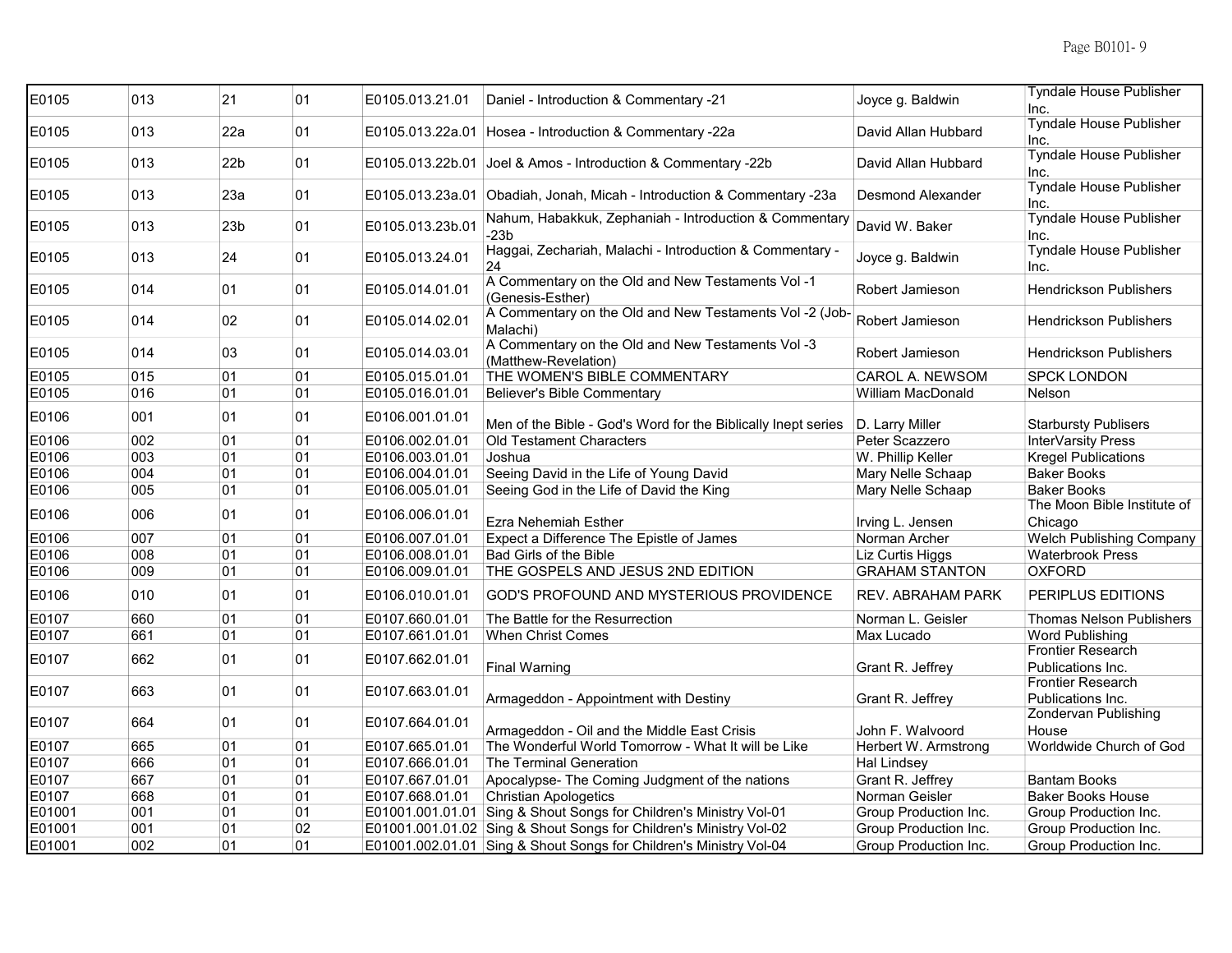| E0105 | 013 | 21 | 01 | E0105.013.21.01 | Daniel - Introduction & Commentary -21 | Joyce g. Baldwin | Tyndale House Publisher Inc. |
|---|---|---|---|---|---|---|---|
| E0105 | 013 | 22a | 01 | E0105.013.22a.01 | Hosea - Introduction & Commentary -22a | David Allan Hubbard | Tyndale House Publisher Inc. |
| E0105 | 013 | 22b | 01 | E0105.013.22b.01 | Joel & Amos - Introduction & Commentary -22b | David Allan Hubbard | Tyndale House Publisher Inc. |
| E0105 | 013 | 23a | 01 | E0105.013.23a.01 | Obadiah, Jonah, Micah - Introduction & Commentary -23a | Desmond Alexander | Tyndale House Publisher Inc. |
| E0105 | 013 | 23b | 01 | E0105.013.23b.01 | Nahum, Habakkuk, Zephaniah - Introduction & Commentary -23b | David W. Baker | Tyndale House Publisher Inc. |
| E0105 | 013 | 24 | 01 | E0105.013.24.01 | Haggai, Zechariah, Malachi - Introduction & Commentary -24 | Joyce g. Baldwin | Tyndale House Publisher Inc. |
| E0105 | 014 | 01 | 01 | E0105.014.01.01 | A Commentary on the Old and New Testaments Vol -1 (Genesis-Esther) | Robert Jamieson | Hendrickson Publishers |
| E0105 | 014 | 02 | 01 | E0105.014.02.01 | A Commentary on the Old and New Testaments Vol -2 (Job-Malachi) | Robert Jamieson | Hendrickson Publishers |
| E0105 | 014 | 03 | 01 | E0105.014.03.01 | A Commentary on the Old and New Testaments Vol -3 (Matthew-Revelation) | Robert Jamieson | Hendrickson Publishers |
| E0105 | 015 | 01 | 01 | E0105.015.01.01 | THE WOMEN'S BIBLE COMMENTARY | CAROL A. NEWSOM | SPCK LONDON |
| E0105 | 016 | 01 | 01 | E0105.016.01.01 | Believer's Bible Commentary | William MacDonald | Nelson |
| E0106 | 001 | 01 | 01 | E0106.001.01.01 | Men of the Bible - God's Word for the Biblically Inept series | D. Larry Miller | Starbursty Publisers |
| E0106 | 002 | 01 | 01 | E0106.002.01.01 | Old Testament Characters | Peter Scazzero | InterVarsity Press |
| E0106 | 003 | 01 | 01 | E0106.003.01.01 | Joshua | W. Phillip Keller | Kregel Publications |
| E0106 | 004 | 01 | 01 | E0106.004.01.01 | Seeing David in the Life of Young David | Mary Nelle Schaap | Baker Books |
| E0106 | 005 | 01 | 01 | E0106.005.01.01 | Seeing God in the Life of David the King | Mary Nelle Schaap | Baker Books |
| E0106 | 006 | 01 | 01 | E0106.006.01.01 | Ezra Nehemiah Esther | Irving L. Jensen | The Moon Bible Institute of Chicago |
| E0106 | 007 | 01 | 01 | E0106.007.01.01 | Expect a Difference The Epistle of James | Norman Archer | Welch Publishing Company |
| E0106 | 008 | 01 | 01 | E0106.008.01.01 | Bad Girls of the Bible | Liz Curtis Higgs | Waterbrook Press |
| E0106 | 009 | 01 | 01 | E0106.009.01.01 | THE GOSPELS AND JESUS 2ND EDITION | GRAHAM STANTON | OXFORD |
| E0106 | 010 | 01 | 01 | E0106.010.01.01 | GOD'S PROFOUND AND MYSTERIOUS PROVIDENCE | REV. ABRAHAM PARK | PERIPLUS EDITIONS |
| E0107 | 660 | 01 | 01 | E0107.660.01.01 | The Battle for the Resurrection | Norman L. Geisler | Thomas Nelson Publishers |
| E0107 | 661 | 01 | 01 | E0107.661.01.01 | When Christ Comes | Max Lucado | Word Publishing |
| E0107 | 662 | 01 | 01 | E0107.662.01.01 | Final Warning | Grant R. Jeffrey | Frontier Research Publications Inc. |
| E0107 | 663 | 01 | 01 | E0107.663.01.01 | Armageddon - Appointment with Destiny | Grant R. Jeffrey | Frontier Research Publications Inc. |
| E0107 | 664 | 01 | 01 | E0107.664.01.01 | Armageddon - Oil and the Middle East Crisis | John F. Walvoord | Zondervan Publishing House |
| E0107 | 665 | 01 | 01 | E0107.665.01.01 | The Wonderful World Tomorrow - What It will be Like | Herbert W. Armstrong | Worldwide Church of God |
| E0107 | 666 | 01 | 01 | E0107.666.01.01 | The Terminal Generation | Hal Lindsey | |
| E0107 | 667 | 01 | 01 | E0107.667.01.01 | Apocalypse- The Coming Judgment of the nations | Grant R. Jeffrey | Bantam Books |
| E0107 | 668 | 01 | 01 | E0107.668.01.01 | Christian Apologetics | Norman Geisler | Baker Books House |
| E01001 | 001 | 01 | 01 | E01001.001.01.01 | Sing & Shout Songs for Children's Ministry Vol-01 | Group Production Inc. | Group Production Inc. |
| E01001 | 001 | 01 | 02 | E01001.001.01.02 | Sing & Shout Songs for Children's Ministry Vol-02 | Group Production Inc. | Group Production Inc. |
| E01001 | 002 | 01 | 01 | E01001.002.01.01 | Sing & Shout Songs for Children's Ministry Vol-04 | Group Production Inc. | Group Production Inc. |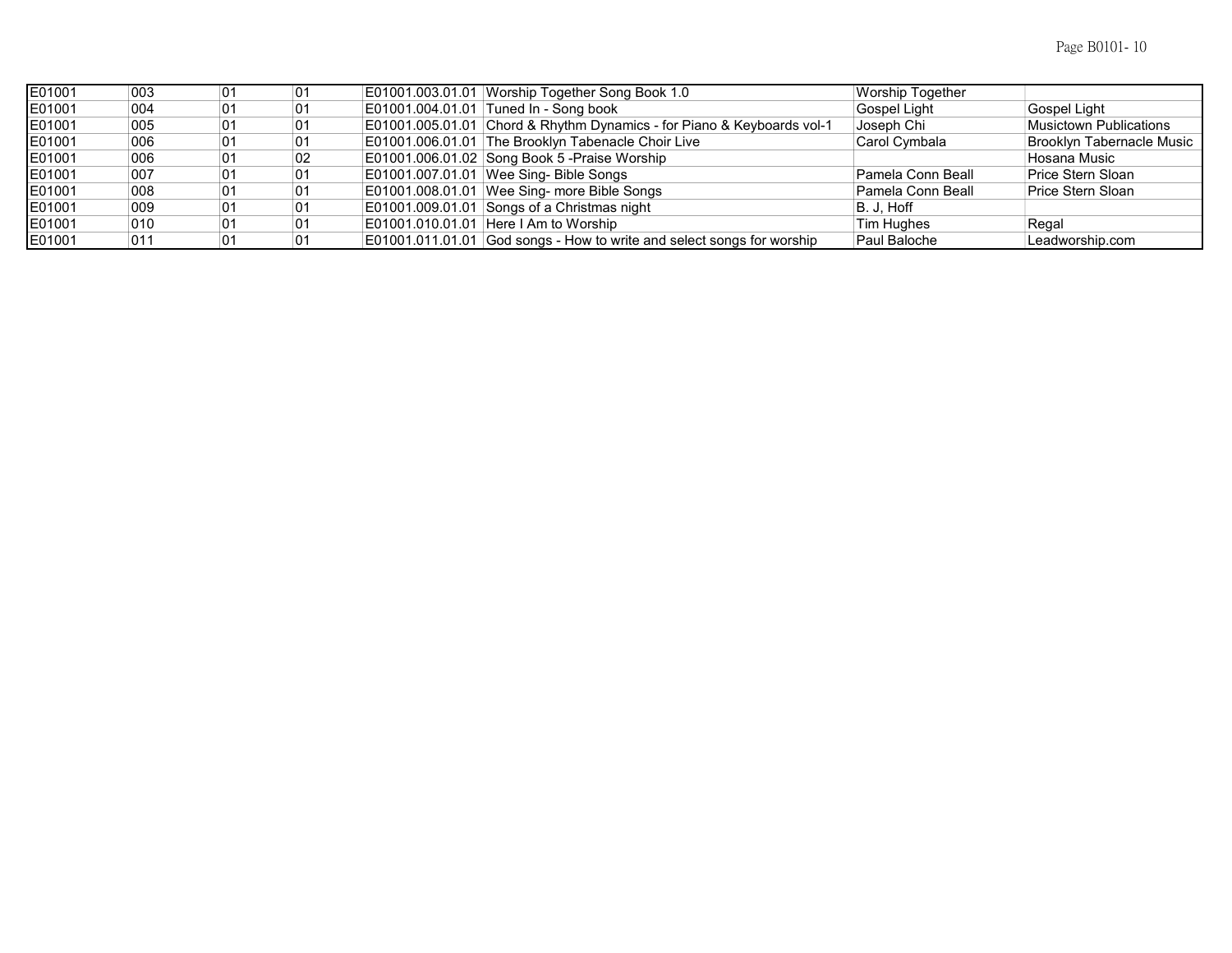| | | | | | | | |
|---|---|---|---|---|---|---|---|
| E01001 | 003 | 01 | 01 | E01001.003.01.01 | Worship Together Song Book 1.0 | Worship Together | |
| E01001 | 004 | 01 | 01 | E01001.004.01.01 | Tuned In - Song book | Gospel Light | Gospel Light |
| E01001 | 005 | 01 | 01 | E01001.005.01.01 | Chord & Rhythm Dynamics - for Piano & Keyboards vol-1 | Joseph Chi | Musictown Publications |
| E01001 | 006 | 01 | 01 | E01001.006.01.01 | The Brooklyn Tabenacle Choir Live | Carol Cymbala | Brooklyn Tabernacle Music |
| E01001 | 006 | 01 | 02 | E01001.006.01.02 | Song Book 5 -Praise Worship | | Hosana Music |
| E01001 | 007 | 01 | 01 | E01001.007.01.01 | Wee Sing- Bible Songs | Pamela Conn Beall | Price Stern Sloan |
| E01001 | 008 | 01 | 01 | E01001.008.01.01 | Wee Sing- more Bible Songs | Pamela Conn Beall | Price Stern Sloan |
| E01001 | 009 | 01 | 01 | E01001.009.01.01 | Songs of a Christmas night | B. J, Hoff | |
| E01001 | 010 | 01 | 01 | E01001.010.01.01 | Here I Am to Worship | Tim Hughes | Regal |
| E01001 | 011 | 01 | 01 | E01001.011.01.01 | God songs - How to write and select songs for worship | Paul Baloche | Leadworship.com |